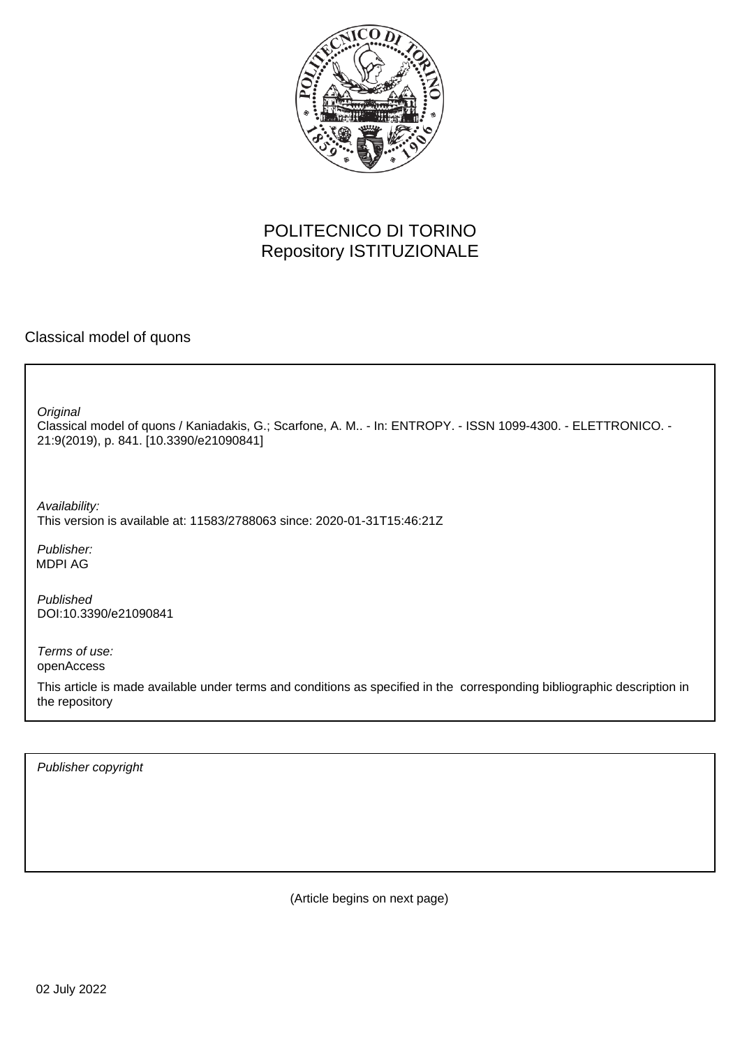POLITECNICO DI TORINO
Repository ISTITUZIONALE

Classical model of quons

*Original*
Classical model of quons / Kaniadakis, G.; Scarfone, A. M.. - In: ENTROPY. - ISSN 1099-4300. - ELETTRONICO. - 21:9(2019), p. 841. [10.3390/e21090841]

*Availability:*
This version is available at: 11583/2788063 since: 2020-01-31T15:46:21Z

*Publisher:*
MDPI AG

*Published*
DOI:10.3390/e21090841

*Terms of use:*
openAccess

This article is made available under terms and conditions as specified in the corresponding bibliographic description in the repository

*Publisher copyright*

(Article begins on next page)

02 July 2022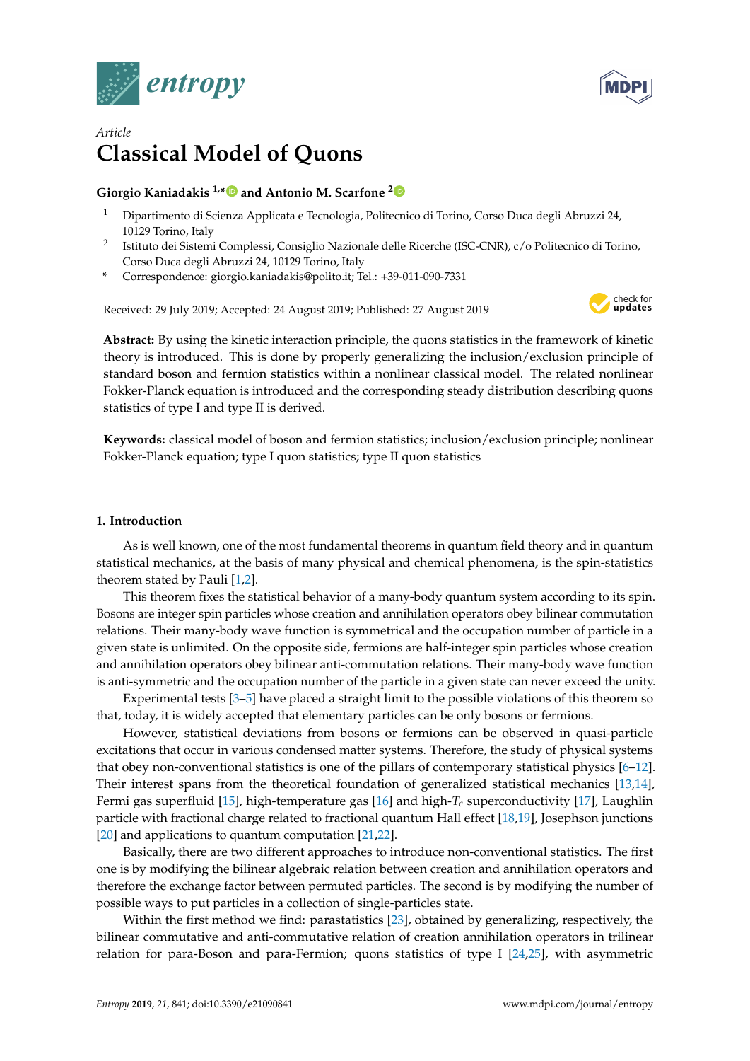entropy

MDPI

*Article*

# Classical Model of Quons

**Giorgio Kaniadakis [1,*] and Antonio M. Scarfone [2]**

[1] Dipartimento di Scienza Applicata e Tecnologia, Politecnico di Torino, Corso Duca degli Abruzzi 24, 10129 Torino, Italy

[2] Istituto dei Sistemi Complessi, Consiglio Nazionale delle Ricerche (ISC-CNR), c/o Politecnico di Torino, Corso Duca degli Abruzzi 24, 10129 Torino, Italy

\* Correspondence: giorgio.kaniadakis@polito.it; Tel.: +39-011-090-7331

Received: 29 July 2019; Accepted: 24 August 2019; Published: 27 August 2019

**Abstract:** By using the kinetic interaction principle, the quons statistics in the framework of kinetic theory is introduced. This is done by properly generalizing the inclusion/exclusion principle of standard boson and fermion statistics within a nonlinear classical model. The related nonlinear Fokker-Planck equation is introduced and the corresponding steady distribution describing quons statistics of type I and type II is derived.

**Keywords:** classical model of boson and fermion statistics; inclusion/exclusion principle; nonlinear Fokker-Planck equation; type I quon statistics; type II quon statistics

## 1. Introduction

As is well known, one of the most fundamental theorems in quantum field theory and in quantum statistical mechanics, at the basis of many physical and chemical phenomena, is the spin-statistics theorem stated by Pauli [1,2].

This theorem fixes the statistical behavior of a many-body quantum system according to its spin. Bosons are integer spin particles whose creation and annihilation operators obey bilinear commutation relations. Their many-body wave function is symmetrical and the occupation number of particle in a given state is unlimited. On the opposite side, fermions are half-integer spin particles whose creation and annihilation operators obey bilinear anti-commutation relations. Their many-body wave function is anti-symmetric and the occupation number of the particle in a given state can never exceed the unity.

Experimental tests [3–5] have placed a straight limit to the possible violations of this theorem so that, today, it is widely accepted that elementary particles can be only bosons or fermions.

However, statistical deviations from bosons or fermions can be observed in quasi-particle excitations that occur in various condensed matter systems. Therefore, the study of physical systems that obey non-conventional statistics is one of the pillars of contemporary statistical physics [6–12]. Their interest spans from the theoretical foundation of generalized statistical mechanics [13,14], Fermi gas superfluid [15], high-temperature gas [16] and high-$T_c$ superconductivity [17], Laughlin particle with fractional charge related to fractional quantum Hall effect [18,19], Josephson junctions [20] and applications to quantum computation [21,22].

Basically, there are two different approaches to introduce non-conventional statistics. The first one is by modifying the bilinear algebraic relation between creation and annihilation operators and therefore the exchange factor between permuted particles. The second is by modifying the number of possible ways to put particles in a collection of single-particles state.

Within the first method we find: parastatistics [23], obtained by generalizing, respectively, the bilinear commutative and anti-commutative relation of creation annihilation operators in trilinear relation for para-Boson and para-Fermion; quons statistics of type I [24,25], with asymmetric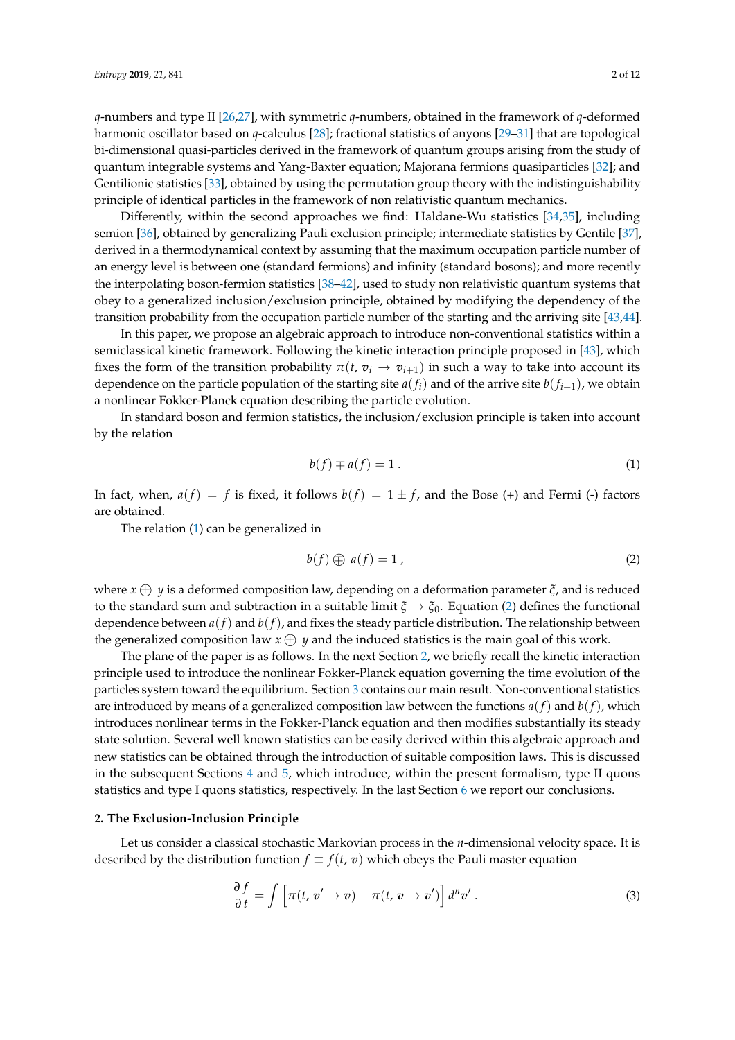$q$-numbers and type II [26,27], with symmetric $q$-numbers, obtained in the framework of $q$-deformed harmonic oscillator based on $q$-calculus [28]; fractional statistics of anyons [29–31] that are topological bi-dimensional quasi-particles derived in the framework of quantum groups arising from the study of quantum integrable systems and Yang-Baxter equation; Majorana fermions quasiparticles [32]; and Gentilionic statistics [33], obtained by using the permutation group theory with the indistinguishability principle of identical particles in the framework of non relativistic quantum mechanics.

Differently, within the second approaches we find: Haldane-Wu statistics [34,35], including semion [36], obtained by generalizing Pauli exclusion principle; intermediate statistics by Gentile [37], derived in a thermodynamical context by assuming that the maximum occupation particle number of an energy level is between one (standard fermions) and infinity (standard bosons); and more recently the interpolating boson-fermion statistics [38–42], used to study non relativistic quantum systems that obey to a generalized inclusion/exclusion principle, obtained by modifying the dependency of the transition probability from the occupation particle number of the starting and the arriving site [43,44].

In this paper, we propose an algebraic approach to introduce non-conventional statistics within a semiclassical kinetic framework. Following the kinetic interaction principle proposed in [43], which fixes the form of the transition probability $\pi(t, \boldsymbol{v}_i \to \boldsymbol{v}_{i+1})$ in such a way to take into account its dependence on the particle population of the starting site $a(f_i)$ and of the arrive site $b(f_{i+1})$, we obtain a nonlinear Fokker-Planck equation describing the particle evolution.

In standard boson and fermion statistics, the inclusion/exclusion principle is taken into account by the relation

$$b(f) \mp a(f) = 1\,. \tag{1}$$

In fact, when, $a(f) = f$ is fixed, it follows $b(f) = 1 \pm f$, and the Bose (+) and Fermi (-) factors are obtained.

The relation (1) can be generalized in

$$b(f) \oplus a(f) = 1\,, \tag{2}$$

where $x \oplus y$ is a deformed composition law, depending on a deformation parameter $\xi$, and is reduced to the standard sum and subtraction in a suitable limit $\xi \to \xi_0$. Equation (2) defines the functional dependence between $a(f)$ and $b(f)$, and fixes the steady particle distribution. The relationship between the generalized composition law $x \oplus y$ and the induced statistics is the main goal of this work.

The plane of the paper is as follows. In the next Section 2, we briefly recall the kinetic interaction principle used to introduce the nonlinear Fokker-Planck equation governing the time evolution of the particles system toward the equilibrium. Section 3 contains our main result. Non-conventional statistics are introduced by means of a generalized composition law between the functions $a(f)$ and $b(f)$, which introduces nonlinear terms in the Fokker-Planck equation and then modifies substantially its steady state solution. Several well known statistics can be easily derived within this algebraic approach and new statistics can be obtained through the introduction of suitable composition laws. This is discussed in the subsequent Sections 4 and 5, which introduce, within the present formalism, type II quons statistics and type I quons statistics, respectively. In the last Section 6 we report our conclusions.

## 2. The Exclusion-Inclusion Principle

Let us consider a classical stochastic Markovian process in the $n$-dimensional velocity space. It is described by the distribution function $f \equiv f(t, \boldsymbol{v})$ which obeys the Pauli master equation

$$\frac{\partial f}{\partial t} = \int \Big[\pi(t, \boldsymbol{v}' \to \boldsymbol{v}) - \pi(t, \boldsymbol{v} \to \boldsymbol{v}')\Big]\, d^n\boldsymbol{v}'\,. \tag{3}$$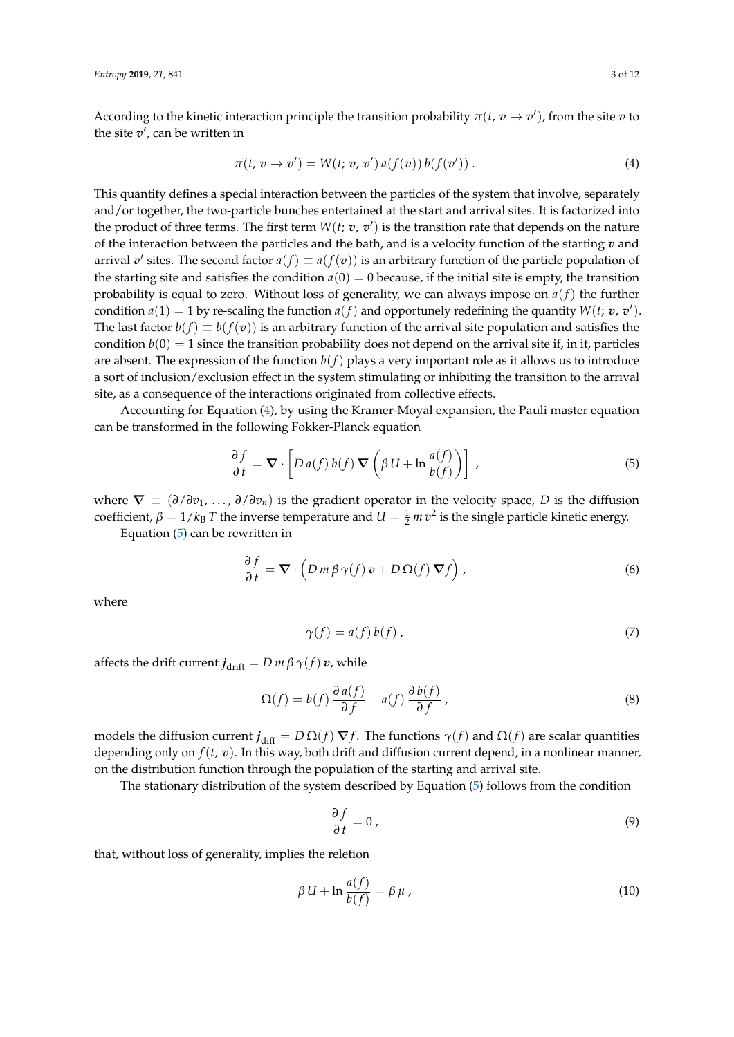According to the kinetic interaction principle the transition probability $\pi(t,\, \boldsymbol{v} \to \boldsymbol{v}')$, from the site $\boldsymbol{v}$ to the site $\boldsymbol{v}'$, can be written in

$$\pi(t,\, \boldsymbol{v} \to \boldsymbol{v}') = W(t;\, \boldsymbol{v},\, \boldsymbol{v}')\, a(f(\boldsymbol{v}))\, b(f(\boldsymbol{v}'))\,. \tag{4}$$

This quantity defines a special interaction between the particles of the system that involve, separately and/or together, the two-particle bunches entertained at the start and arrival sites. It is factorized into the product of three terms. The first term $W(t;\, \boldsymbol{v},\, \boldsymbol{v}')$ is the transition rate that depends on the nature of the interaction between the particles and the bath, and is a velocity function of the starting $\boldsymbol{v}$ and arrival $\boldsymbol{v}'$ sites. The second factor $a(f) \equiv a(f(\boldsymbol{v}))$ is an arbitrary function of the particle population of the starting site and satisfies the condition $a(0) = 0$ because, if the initial site is empty, the transition probability is equal to zero. Without loss of generality, we can always impose on $a(f)$ the further condition $a(1) = 1$ by re-scaling the function $a(f)$ and opportunely redefining the quantity $W(t;\, \boldsymbol{v},\, \boldsymbol{v}')$. The last factor $b(f) \equiv b(f(\boldsymbol{v}))$ is an arbitrary function of the arrival site population and satisfies the condition $b(0) = 1$ since the transition probability does not depend on the arrival site if, in it, particles are absent. The expression of the function $b(f)$ plays a very important role as it allows us to introduce a sort of inclusion/exclusion effect in the system stimulating or inhibiting the transition to the arrival site, as a consequence of the interactions originated from collective effects.

Accounting for Equation (4), by using the Kramer-Moyal expansion, the Pauli master equation can be transformed in the following Fokker-Planck equation

$$\frac{\partial f}{\partial t} = \boldsymbol{\nabla} \cdot \left[ D\, a(f)\, b(f)\, \boldsymbol{\nabla} \left( \beta\, U + \ln \frac{a(f)}{b(f)} \right) \right]\,, \tag{5}$$

where $\boldsymbol{\nabla} \equiv (\partial/\partial v_1,\, \ldots,\, \partial/\partial v_n)$ is the gradient operator in the velocity space, $D$ is the diffusion coefficient, $\beta = 1/k_B\, T$ the inverse temperature and $U = \frac{1}{2}\, m\, v^2$ is the single particle kinetic energy.

Equation (5) can be rewritten in

$$\frac{\partial f}{\partial t} = \boldsymbol{\nabla} \cdot \Big( D\, m\, \beta\, \gamma(f)\, \boldsymbol{v} + D\, \Omega(f)\, \boldsymbol{\nabla} f \Big)\,, \tag{6}$$

where

$$\gamma(f) = a(f)\, b(f)\,, \tag{7}$$

affects the drift current $\boldsymbol{j}_{\rm drift} = D\, m\, \beta\, \gamma(f)\, \boldsymbol{v}$, while

$$\Omega(f) = b(f)\, \frac{\partial\, a(f)}{\partial\, f} - a(f)\, \frac{\partial\, b(f)}{\partial\, f}\,, \tag{8}$$

models the diffusion current $\boldsymbol{j}_{\rm diff} = D\, \Omega(f)\, \boldsymbol{\nabla} f$. The functions $\gamma(f)$ and $\Omega(f)$ are scalar quantities depending only on $f(t,\, \boldsymbol{v})$. In this way, both drift and diffusion current depend, in a nonlinear manner, on the distribution function through the population of the starting and arrival site.

The stationary distribution of the system described by Equation (5) follows from the condition

$$\frac{\partial f}{\partial t} = 0\,, \tag{9}$$

that, without loss of generality, implies the reletion

$$\beta\, U + \ln \frac{a(f)}{b(f)} = \beta\, \mu\,, \tag{10}$$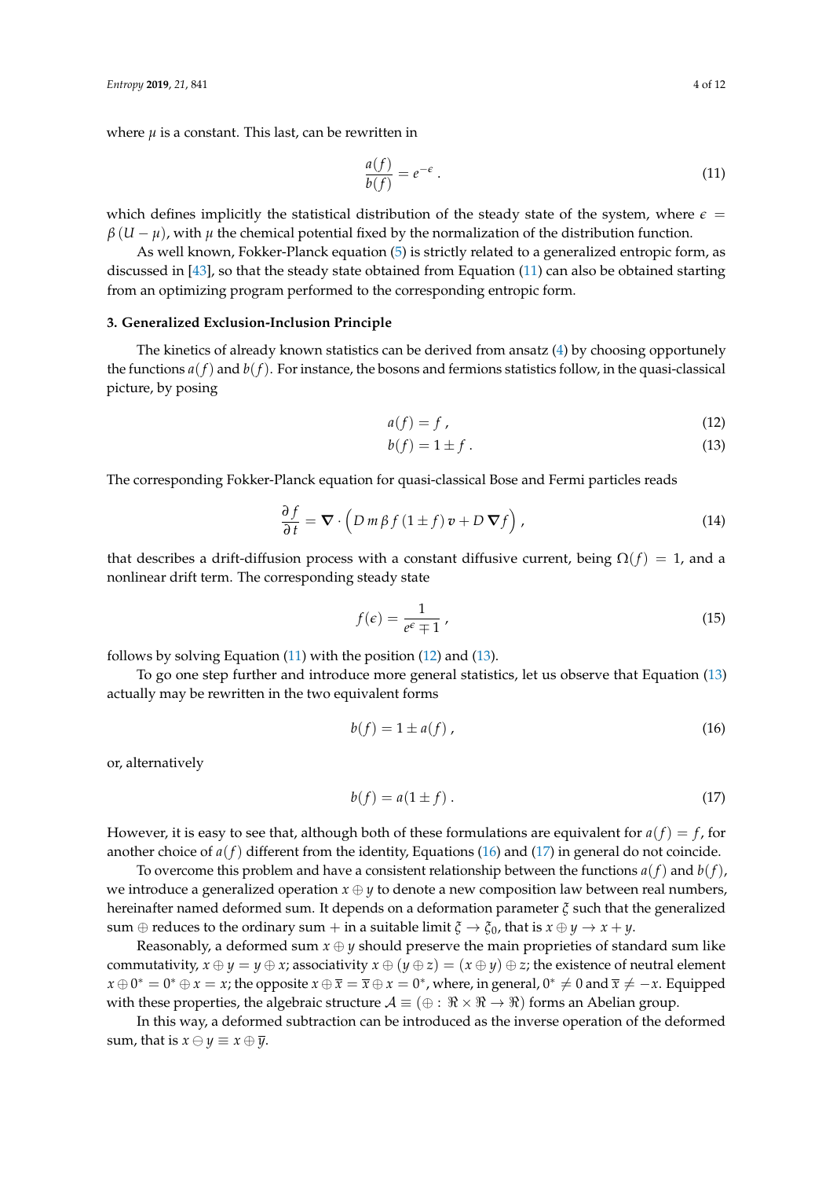where $\mu$ is a constant. This last, can be rewritten in

$$\frac{a(f)}{b(f)} = e^{-\epsilon} \, . \tag{11}$$

which defines implicitly the statistical distribution of the steady state of the system, where $\epsilon = \beta\,(U - \mu)$, with $\mu$ the chemical potential fixed by the normalization of the distribution function.

As well known, Fokker-Planck equation (5) is strictly related to a generalized entropic form, as discussed in [43], so that the steady state obtained from Equation (11) can also be obtained starting from an optimizing program performed to the corresponding entropic form.

## 3. Generalized Exclusion-Inclusion Principle

The kinetics of already known statistics can be derived from ansatz (4) by choosing opportunely the functions $a(f)$ and $b(f)$. For instance, the bosons and fermions statistics follow, in the quasi-classical picture, by posing

$$a(f) = f \, , \tag{12}$$

$$b(f) = 1 \pm f \, . \tag{13}$$

The corresponding Fokker-Planck equation for quasi-classical Bose and Fermi particles reads

$$\frac{\partial f}{\partial t} = \boldsymbol{\nabla} \cdot \Big( D\, m\, \beta\, f\, (1 \pm f)\, \boldsymbol{v} + D\, \boldsymbol{\nabla} f \Big) \, , \tag{14}$$

that describes a drift-diffusion process with a constant diffusive current, being $\Omega(f) = 1$, and a nonlinear drift term. The corresponding steady state

$$f(\epsilon) = \frac{1}{e^{\epsilon} \mp 1} \, , \tag{15}$$

follows by solving Equation (11) with the position (12) and (13).

To go one step further and introduce more general statistics, let us observe that Equation (13) actually may be rewritten in the two equivalent forms

$$b(f) = 1 \pm a(f) \, , \tag{16}$$

or, alternatively

$$b(f) = a(1 \pm f) \, . \tag{17}$$

However, it is easy to see that, although both of these formulations are equivalent for $a(f) = f$, for another choice of $a(f)$ different from the identity, Equations (16) and (17) in general do not coincide.

To overcome this problem and have a consistent relationship between the functions $a(f)$ and $b(f)$, we introduce a generalized operation $x \oplus y$ to denote a new composition law between real numbers, hereinafter named deformed sum. It depends on a deformation parameter $\xi$ such that the generalized sum $\oplus$ reduces to the ordinary sum $+$ in a suitable limit $\xi \to \xi_0$, that is $x \oplus y \to x + y$.

Reasonably, a deformed sum $x \oplus y$ should preserve the main proprieties of standard sum like commutativity, $x \oplus y = y \oplus x$; associativity $x \oplus (y \oplus z) = (x \oplus y) \oplus z$; the existence of neutral element $x \oplus 0^* = 0^* \oplus x = x$; the opposite $x \oplus \overline{x} = \overline{x} \oplus x = 0^*$, where, in general, $0^* \neq 0$ and $\overline{x} \neq -x$. Equipped with these properties, the algebraic structure $\mathcal{A} \equiv (\oplus : \Re \times \Re \to \Re)$ forms an Abelian group.

In this way, a deformed subtraction can be introduced as the inverse operation of the deformed sum, that is $x \ominus y \equiv x \oplus \overline{y}$.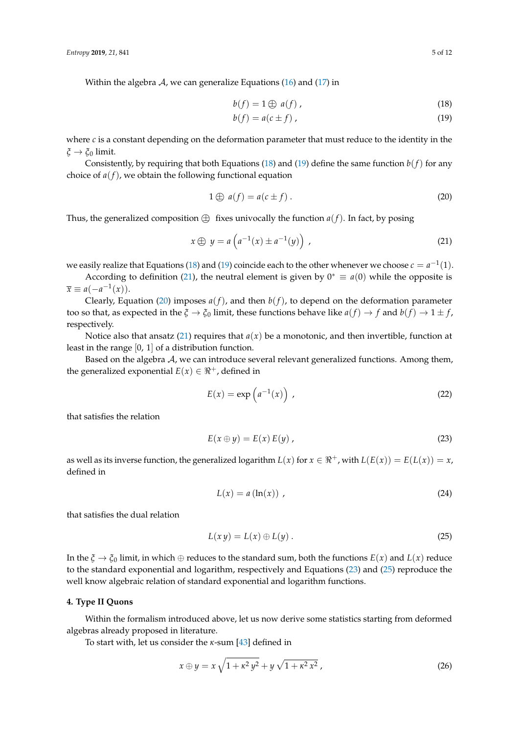Within the algebra $\mathcal{A}$, we can generalize Equations (16) and (17) in

$$b(f) = 1 \bigoplus a(f) \,, \tag{18}$$

$$b(f) = a(c \pm f) \,, \tag{19}$$

where $c$ is a constant depending on the deformation parameter that must reduce to the identity in the $\xi \to \xi_0$ limit.

Consistently, by requiring that both Equations (18) and (19) define the same function $b(f)$ for any choice of $a(f)$, we obtain the following functional equation

$$1 \bigoplus a(f) = a(c \pm f) \,. \tag{20}$$

Thus, the generalized composition $\bigoplus$ fixes univocally the function $a(f)$. In fact, by posing

$$x \bigoplus y = a\left(a^{-1}(x) \pm a^{-1}(y)\right) \,, \tag{21}$$

we easily realize that Equations (18) and (19) coincide each to the other whenever we choose $c = a^{-1}(1)$.

According to definition (21), the neutral element is given by $0^* \equiv a(0)$ while the opposite is $\overline{x} \equiv a(-a^{-1}(x))$.

Clearly, Equation (20) imposes $a(f)$, and then $b(f)$, to depend on the deformation parameter too so that, as expected in the $\xi \to \xi_0$ limit, these functions behave like $a(f) \to f$ and $b(f) \to 1 \pm f$, respectively.

Notice also that ansatz (21) requires that $a(x)$ be a monotonic, and then invertible, function at least in the range $[0, 1]$ of a distribution function.

Based on the algebra $\mathcal{A}$, we can introduce several relevant generalized functions. Among them, the generalized exponential $E(x) \in \Re^+$, defined in

$$E(x) = \exp\left(a^{-1}(x)\right) \,, \tag{22}$$

that satisfies the relation

$$E(x \oplus y) = E(x)\, E(y) \,, \tag{23}$$

as well as its inverse function, the generalized logarithm $L(x)$ for $x \in \Re^+$, with $L(E(x)) = E(L(x)) = x$, defined in

$$L(x) = a\left(\ln(x)\right) \,, \tag{24}$$

that satisfies the dual relation

$$L(x\, y) = L(x) \oplus L(y) \,. \tag{25}$$

In the $\xi \to \xi_0$ limit, in which $\oplus$ reduces to the standard sum, both the functions $E(x)$ and $L(x)$ reduce to the standard exponential and logarithm, respectively and Equations (23) and (25) reproduce the well know algebraic relation of standard exponential and logarithm functions.

## 4. Type II Quons

Within the formalism introduced above, let us now derive some statistics starting from deformed algebras already proposed in literature.

To start with, let us consider the $\kappa$-sum [43] defined in

$$x \oplus y = x\,\sqrt{1 + \kappa^2\, y^2} + y\,\sqrt{1 + \kappa^2\, x^2} \,, \tag{26}$$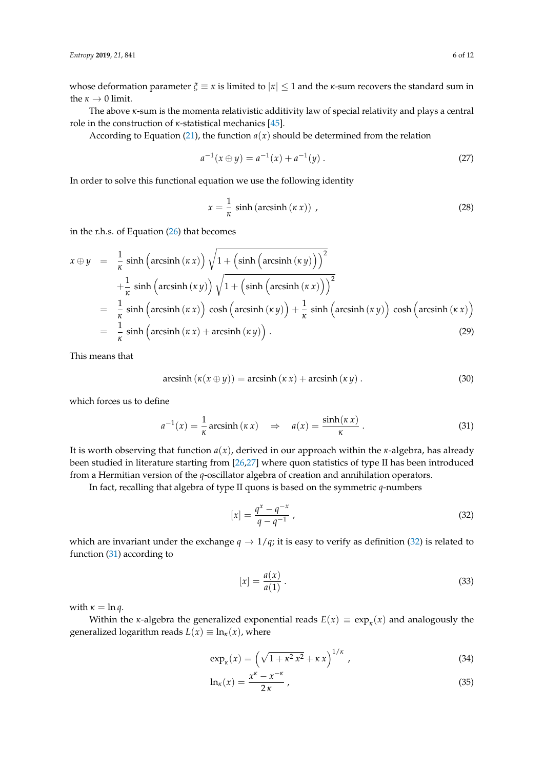whose deformation parameter $\xi \equiv \kappa$ is limited to $|\kappa| \leq 1$ and the $\kappa$-sum recovers the standard sum in the $\kappa \to 0$ limit.

The above $\kappa$-sum is the momenta relativistic additivity law of special relativity and plays a central role in the construction of $\kappa$-statistical mechanics [45].

According to Equation (21), the function $a(x)$ should be determined from the relation

$$a^{-1}(x \oplus y) = a^{-1}(x) + a^{-1}(y) \,. \tag{27}$$

In order to solve this functional equation we use the following identity

$$x = \frac{1}{\kappa} \, \sinh\left(\mathrm{arcsinh}\left(\kappa\, x\right)\right) \;, \tag{28}$$

in the r.h.s. of Equation (26) that becomes

$$\begin{aligned}
x \oplus y \;&=\; \frac{1}{\kappa}\, \sinh\Big(\mathrm{arcsinh}\,(\kappa\, x)\Big)\, \sqrt{1 + \Big(\sinh\Big(\mathrm{arcsinh}\,(\kappa\, y)\Big)\Big)^2} \\
&\quad + \frac{1}{\kappa}\, \sinh\Big(\mathrm{arcsinh}\,(\kappa\, y)\Big)\, \sqrt{1 + \Big(\sinh\Big(\mathrm{arcsinh}\,(\kappa\, x)\Big)\Big)^2} \\
&=\; \frac{1}{\kappa}\, \sinh\Big(\mathrm{arcsinh}\,(\kappa\, x)\Big)\, \cosh\Big(\mathrm{arcsinh}\,(\kappa\, y)\Big) + \frac{1}{\kappa}\, \sinh\Big(\mathrm{arcsinh}\,(\kappa\, y)\Big)\, \cosh\Big(\mathrm{arcsinh}\,(\kappa\, x)\Big) \\
&=\; \frac{1}{\kappa}\, \sinh\Big(\mathrm{arcsinh}\,(\kappa\, x) + \mathrm{arcsinh}\,(\kappa\, y)\Big) \,.
\end{aligned} \tag{29}$$

This means that

$$\mathrm{arcsinh}\,(\kappa(x \oplus y)) = \mathrm{arcsinh}\,(\kappa\, x) + \mathrm{arcsinh}\,(\kappa\, y) \,. \tag{30}$$

which forces us to define

$$a^{-1}(x) = \frac{1}{\kappa}\, \mathrm{arcsinh}\,(\kappa\, x) \quad \Rightarrow \quad a(x) = \frac{\sinh(\kappa\, x)}{\kappa} \,. \tag{31}$$

It is worth observing that function $a(x)$, derived in our approach within the $\kappa$-algebra, has already been studied in literature starting from [26,27] where quon statistics of type II has been introduced from a Hermitian version of the $q$-oscillator algebra of creation and annihilation operators.

In fact, recalling that algebra of type II quons is based on the symmetric $q$-numbers

$$[x] = \frac{q^x - q^{-x}}{q - q^{-1}} \;, \tag{32}$$

which are invariant under the exchange $q \to 1/q$; it is easy to verify as definition (32) is related to function (31) according to

$$[x] = \frac{a(x)}{a(1)} \,. \tag{33}$$

with $\kappa = \ln q$.

Within the $\kappa$-algebra the generalized exponential reads $E(x) \equiv \exp_\kappa(x)$ and analogously the generalized logarithm reads $L(x) \equiv \ln_\kappa(x)$, where

$$\exp_\kappa(x) = \left(\sqrt{1 + \kappa^2\, x^2} + \kappa\, x\right)^{1/\kappa} \;, \tag{34}$$

$$\ln_\kappa(x) = \frac{x^\kappa - x^{-\kappa}}{2\,\kappa} \;, \tag{35}$$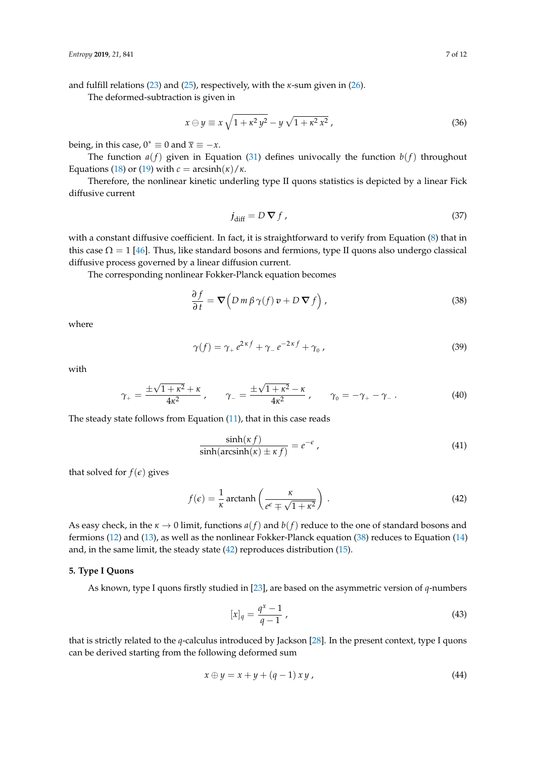and fulfill relations (23) and (25), respectively, with the $\kappa$-sum given in (26).

The deformed-subtraction is given in

$$x \ominus y \equiv x\,\sqrt{1+\kappa^2\,y^2} - y\,\sqrt{1+\kappa^2\,x^2}\,, \tag{36}$$

being, in this case, $0^* \equiv 0$ and $\overline{x} \equiv -x$.

The function $a(f)$ given in Equation (31) defines univocally the function $b(f)$ throughout Equations (18) or (19) with $c = \mathrm{arcsinh}(\kappa)/\kappa$.

Therefore, the nonlinear kinetic underling type II quons statistics is depicted by a linear Fick diffusive current

$$\boldsymbol{j}_{\rm diff} = D\,\boldsymbol{\nabla}\,f\,, \tag{37}$$

with a constant diffusive coefficient. In fact, it is straightforward to verify from Equation (8) that in this case $\Omega = 1$ [46]. Thus, like standard bosons and fermions, type II quons also undergo classical diffusive process governed by a linear diffusion current.

The corresponding nonlinear Fokker-Planck equation becomes

$$\frac{\partial\,f}{\partial\,t} = \boldsymbol{\nabla}\Big(D\,m\,\beta\,\gamma(f)\,\boldsymbol{v} + D\,\boldsymbol{\nabla}\,f\Big)\,, \tag{38}$$

where

$$\gamma(f) = \gamma_{_+}\,e^{2\,\kappa\,f} + \gamma_{_-}\,e^{-2\,\kappa\,f} + \gamma_{_0}\,, \tag{39}$$

with

$$\gamma_{_+} = \frac{\pm\sqrt{1+\kappa^2}+\kappa}{4\kappa^2}\,, \qquad \gamma_{_-} = \frac{\pm\sqrt{1+\kappa^2}-\kappa}{4\kappa^2}\,, \qquad \gamma_{_0} = -\gamma_{_+} - \gamma_{_-}\,. \tag{40}$$

The steady state follows from Equation (11), that in this case reads

$$\frac{\sinh(\kappa\,f)}{\sinh(\mathrm{arcsinh}(\kappa) \pm \kappa\,f)} = e^{-\epsilon}\,, \tag{41}$$

that solved for $f(\epsilon)$ gives

$$f(\epsilon) = \frac{1}{\kappa}\,\mathrm{arctanh}\left(\frac{\kappa}{e^{\epsilon} \mp \sqrt{1+\kappa^2}}\right)\,. \tag{42}$$

As easy check, in the $\kappa \to 0$ limit, functions $a(f)$ and $b(f)$ reduce to the one of standard bosons and fermions (12) and (13), as well as the nonlinear Fokker-Planck equation (38) reduces to Equation (14) and, in the same limit, the steady state (42) reproduces distribution (15).

## 5. Type I Quons

As known, type I quons firstly studied in [23], are based on the asymmetric version of $q$-numbers

$$[x]_q = \frac{q^x - 1}{q - 1}\,, \tag{43}$$

that is strictly related to the $q$-calculus introduced by Jackson [28]. In the present context, type I quons can be derived starting from the following deformed sum

$$x \oplus y = x + y + (q-1)\,x\,y\,, \tag{44}$$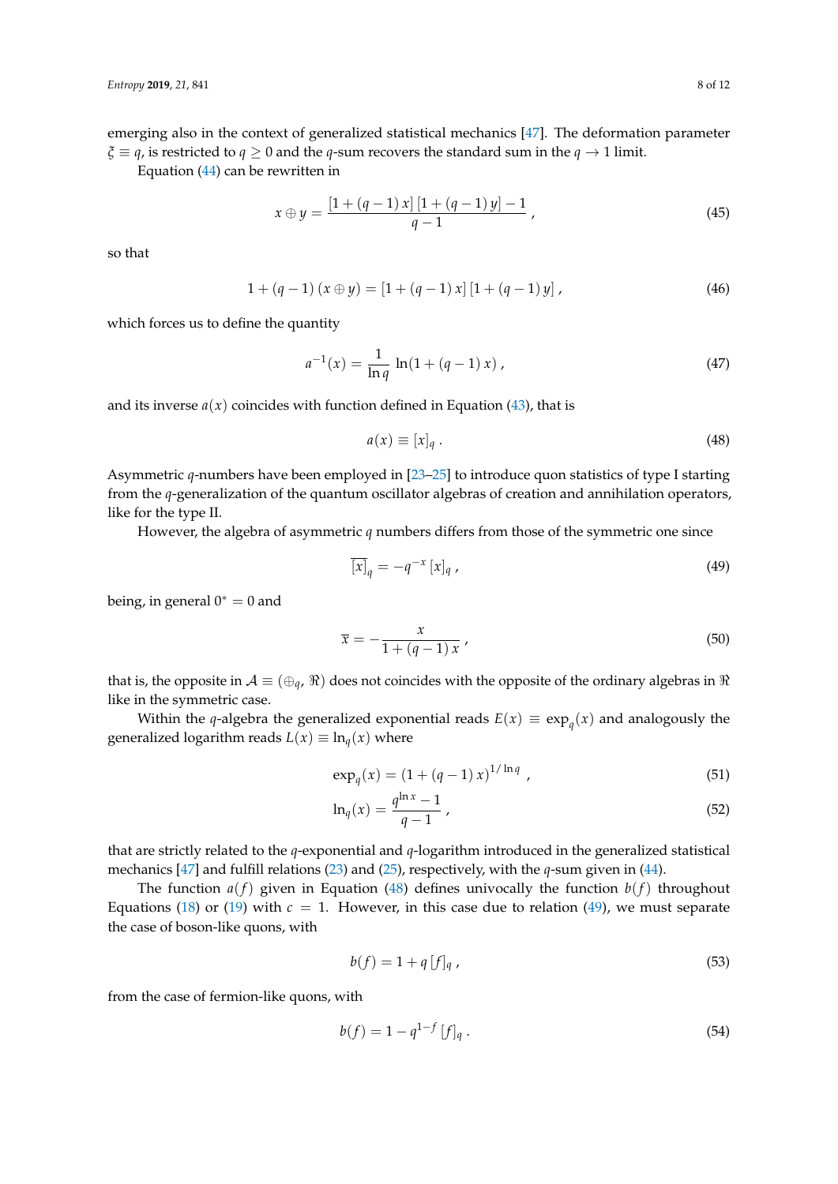emerging also in the context of generalized statistical mechanics [47]. The deformation parameter $\xi \equiv q$, is restricted to $q \geq 0$ and the $q$-sum recovers the standard sum in the $q \to 1$ limit.

Equation (44) can be rewritten in

$$x \oplus y = \frac{[1+(q-1)\,x]\,[1+(q-1)\,y]-1}{q-1}\;, \tag{45}$$

so that

$$1+(q-1)\,(x \oplus y) = [1+(q-1)\,x]\,[1+(q-1)\,y]\;, \tag{46}$$

which forces us to define the quantity

$$a^{-1}(x) = \frac{1}{\ln q}\,\ln(1+(q-1)\,x)\;, \tag{47}$$

and its inverse $a(x)$ coincides with function defined in Equation (43), that is

$$a(x) \equiv [x]_q\;. \tag{48}$$

Asymmetric $q$-numbers have been employed in [23–25] to introduce quon statistics of type I starting from the $q$-generalization of the quantum oscillator algebras of creation and annihilation operators, like for the type II.

However, the algebra of asymmetric $q$ numbers differs from those of the symmetric one since

$$\overline{[x]}_q = -q^{-x}\,[x]_q\;, \tag{49}$$

being, in general $0^* = 0$ and

$$\overline{x} = -\frac{x}{1+(q-1)\,x}\;, \tag{50}$$

that is, the opposite in $\mathcal{A} \equiv (\oplus_q,\,\Re)$ does not coincides with the opposite of the ordinary algebras in $\Re$ like in the symmetric case.

Within the $q$-algebra the generalized exponential reads $E(x) \equiv \exp_q(x)$ and analogously the generalized logarithm reads $L(x) \equiv \ln_q(x)$ where

$$\exp_q(x) = (1+(q-1)\,x)^{1/\ln q}\;, \tag{51}$$

$$\ln_q(x) = \frac{q^{\ln x}-1}{q-1}\;, \tag{52}$$

that are strictly related to the $q$-exponential and $q$-logarithm introduced in the generalized statistical mechanics [47] and fulfill relations (23) and (25), respectively, with the $q$-sum given in (44).

The function $a(f)$ given in Equation (48) defines univocally the function $b(f)$ throughout Equations (18) or (19) with $c = 1$. However, in this case due to relation (49), we must separate the case of boson-like quons, with

$$b(f) = 1 + q\,[f]_q\;, \tag{53}$$

from the case of fermion-like quons, with

$$b(f) = 1 - q^{1-f}\,[f]_q\;. \tag{54}$$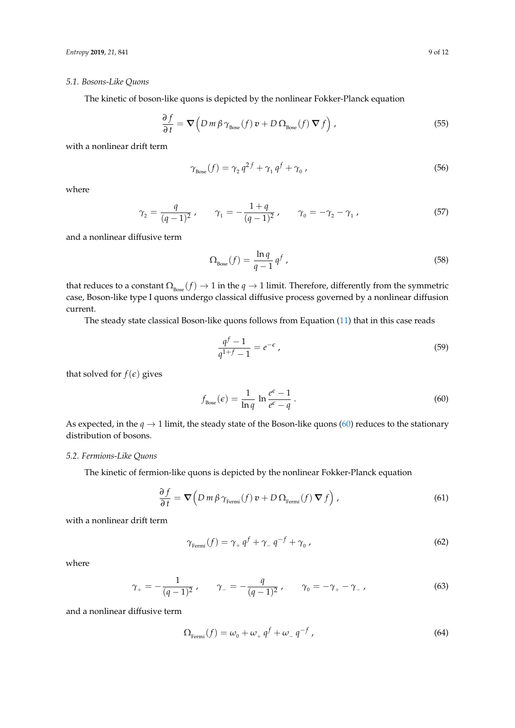### 5.1. Bosons-Like Quons

The kinetic of boson-like quons is depicted by the nonlinear Fokker-Planck equation

$$\frac{\partial f}{\partial t} = \boldsymbol{\nabla}\Big(D\, m\, \beta\, \gamma_{_{\rm Bose}}(f)\, \boldsymbol{v} + D\, \Omega_{_{\rm Bose}}(f)\, \boldsymbol{\nabla} f\Big) , \tag{55}$$

with a nonlinear drift term

$$\gamma_{_{\rm Bose}}(f) = \gamma_{_2}\, q^{2\,f} + \gamma_{_1}\, q^f + \gamma_{_0} , \tag{56}$$

where

$$\gamma_{_2} = \frac{q}{(q-1)^2} , \qquad \gamma_{_1} = -\frac{1+q}{(q-1)^2} , \qquad \gamma_{_0} = -\gamma_{_2} - \gamma_{_1} , \tag{57}$$

and a nonlinear diffusive term

$$\Omega_{_{\rm Bose}}(f) = \frac{\ln q}{q-1}\, q^f , \tag{58}$$

that reduces to a constant $\Omega_{_{\rm Bose}}(f) \to 1$ in the $q \to 1$ limit. Therefore, differently from the symmetric case, Boson-like type I quons undergo classical diffusive process governed by a nonlinear diffusion current.

The steady state classical Boson-like quons follows from Equation (11) that in this case reads

$$\frac{q^f - 1}{q^{1+f} - 1} = e^{-\epsilon} , \tag{59}$$

that solved for $f(\epsilon)$ gives

$$f_{_{\rm Bose}}(\epsilon) = \frac{1}{\ln q}\, \ln \frac{e^{\epsilon} - 1}{e^{\epsilon} - q} . \tag{60}$$

As expected, in the $q \to 1$ limit, the steady state of the Boson-like quons (60) reduces to the stationary distribution of bosons.

### 5.2. Fermions-Like Quons

The kinetic of fermion-like quons is depicted by the nonlinear Fokker-Planck equation

$$\frac{\partial f}{\partial t} = \boldsymbol{\nabla}\Big(D\, m\, \beta\, \gamma_{_{\rm Fermi}}(f)\, \boldsymbol{v} + D\, \Omega_{_{\rm Fermi}}(f)\, \boldsymbol{\nabla} f\Big) , \tag{61}$$

with a nonlinear drift term

$$\gamma_{_{\rm Fermi}}(f) = \gamma_{_+}\, q^f + \gamma_{_-}\, q^{-f} + \gamma_{_0} , \tag{62}$$

where

$$\gamma_{_+} = -\frac{1}{(q-1)^2} , \qquad \gamma_{_-} = -\frac{q}{(q-1)^2} , \qquad \gamma_{_0} = -\gamma_{_+} - \gamma_{_-} , \tag{63}$$

and a nonlinear diffusive term

$$\Omega_{_{\rm Fermi}}(f) = \omega_{_0} + \omega_{_+}\, q^f + \omega_{_-}\, q^{-f} , \tag{64}$$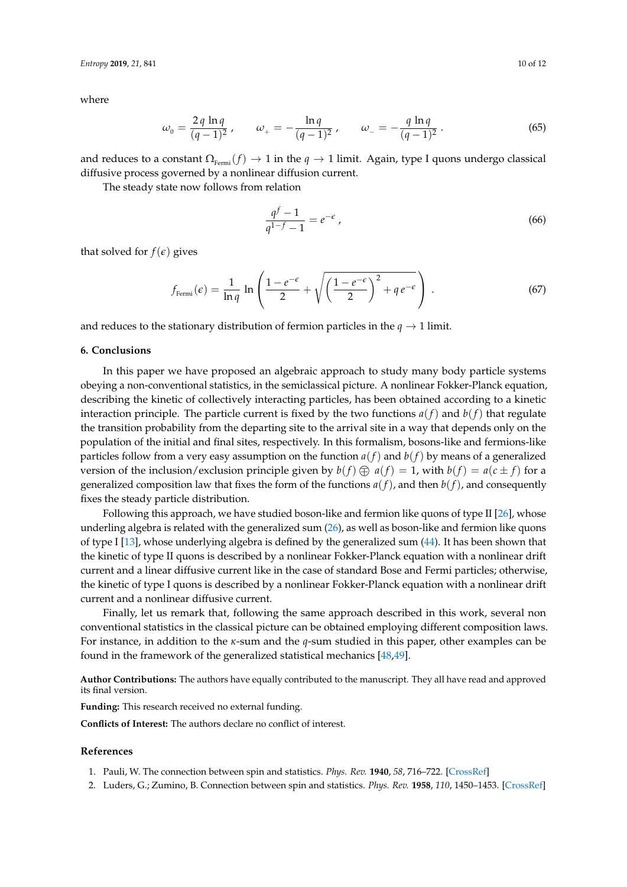where

$$\omega_0 = \frac{2\,q\,\ln q}{(q-1)^2}\,, \qquad \omega_+ = -\frac{\ln q}{(q-1)^2}\,, \qquad \omega_- = -\frac{q\,\ln q}{(q-1)^2}\,. \tag{65}$$

and reduces to a constant $\Omega_{\rm Fermi}(f) \to 1$ in the $q \to 1$ limit. Again, type I quons undergo classical diffusive process governed by a nonlinear diffusion current.

The steady state now follows from relation

$$\frac{q^f - 1}{q^{1-f} - 1} = e^{-\epsilon}\,, \tag{66}$$

that solved for $f(\epsilon)$ gives

$$f_{\rm Fermi}(\epsilon) = \frac{1}{\ln q}\,\ln\left(\frac{1-e^{-\epsilon}}{2} + \sqrt{\left(\frac{1-e^{-\epsilon}}{2}\right)^2 + q\,e^{-\epsilon}}\right)\,. \tag{67}$$

and reduces to the stationary distribution of fermion particles in the $q \to 1$ limit.

## 6. Conclusions

In this paper we have proposed an algebraic approach to study many body particle systems obeying a non-conventional statistics, in the semiclassical picture. A nonlinear Fokker-Planck equation, describing the kinetic of collectively interacting particles, has been obtained according to a kinetic interaction principle. The particle current is fixed by the two functions $a(f)$ and $b(f)$ that regulate the transition probability from the departing site to the arrival site in a way that depends only on the population of the initial and final sites, respectively. In this formalism, bosons-like and fermions-like particles follow from a very easy assumption on the function $a(f)$ and $b(f)$ by means of a generalized version of the inclusion/exclusion principle given by $b(f) \bigoplus a(f) = 1$, with $b(f) = a(c \pm f)$ for a generalized composition law that fixes the form of the functions $a(f)$, and then $b(f)$, and consequently fixes the steady particle distribution.

Following this approach, we have studied boson-like and fermion like quons of type II [26], whose underling algebra is related with the generalized sum (26), as well as boson-like and fermion like quons of type I [13], whose underlying algebra is defined by the generalized sum (44). It has been shown that the kinetic of type II quons is described by a nonlinear Fokker-Planck equation with a nonlinear drift current and a linear diffusive current like in the case of standard Bose and Fermi particles; otherwise, the kinetic of type I quons is described by a nonlinear Fokker-Planck equation with a nonlinear drift current and a nonlinear diffusive current.

Finally, let us remark that, following the same approach described in this work, several non conventional statistics in the classical picture can be obtained employing different composition laws. For instance, in addition to the $\kappa$-sum and the $q$-sum studied in this paper, other examples can be found in the framework of the generalized statistical mechanics [48,49].

**Author Contributions:** The authors have equally contributed to the manuscript. They all have read and approved its final version.

**Funding:** This research received no external funding.

**Conflicts of Interest:** The authors declare no conflict of interest.

## References

1. Pauli, W. The connection between spin and statistics. *Phys. Rev.* **1940**, *58*, 716–722. [CrossRef]
2. Luders, G.; Zumino, B. Connection between spin and statistics. *Phys. Rev.* **1958**, *110*, 1450–1453. [CrossRef]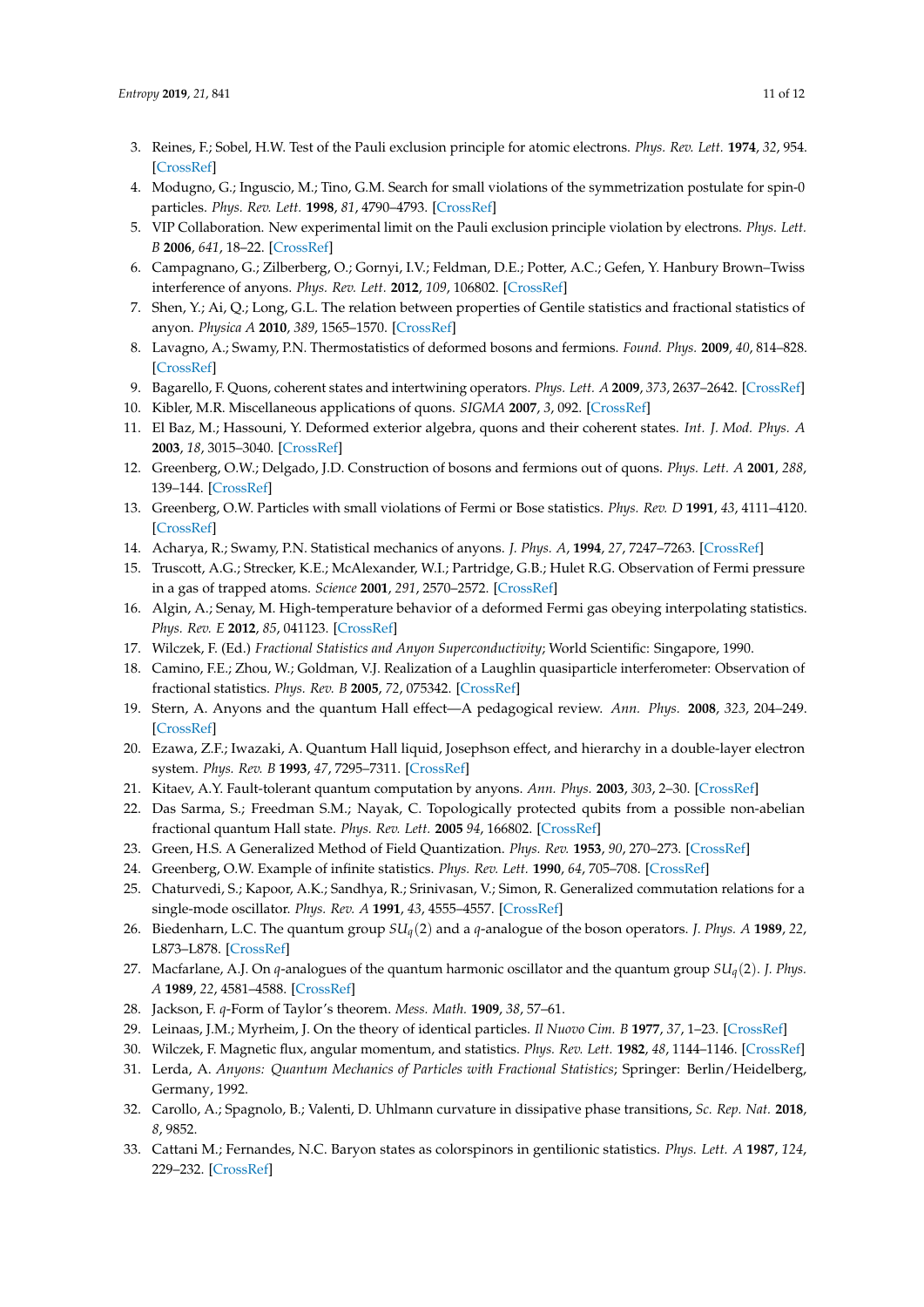3. Reines, F.; Sobel, H.W. Test of the Pauli exclusion principle for atomic electrons. *Phys. Rev. Lett.* **1974**, *32*, 954. [CrossRef]
4. Modugno, G.; Inguscio, M.; Tino, G.M. Search for small violations of the symmetrization postulate for spin-0 particles. *Phys. Rev. Lett.* **1998**, *81*, 4790–4793. [CrossRef]
5. VIP Collaboration. New experimental limit on the Pauli exclusion principle violation by electrons. *Phys. Lett. B* **2006**, *641*, 18–22. [CrossRef]
6. Campagnano, G.; Zilberberg, O.; Gornyi, I.V.; Feldman, D.E.; Potter, A.C.; Gefen, Y. Hanbury Brown–Twiss interference of anyons. *Phys. Rev. Lett.* **2012**, *109*, 106802. [CrossRef]
7. Shen, Y.; Ai, Q.; Long, G.L. The relation between properties of Gentile statistics and fractional statistics of anyon. *Physica A* **2010**, *389*, 1565–1570. [CrossRef]
8. Lavagno, A.; Swamy, P.N. Thermostatistics of deformed bosons and fermions. *Found. Phys.* **2009**, *40*, 814–828. [CrossRef]
9. Bagarello, F. Quons, coherent states and intertwining operators. *Phys. Lett. A* **2009**, *373*, 2637–2642. [CrossRef]
10. Kibler, M.R. Miscellaneous applications of quons. *SIGMA* **2007**, *3*, 092. [CrossRef]
11. El Baz, M.; Hassouni, Y. Deformed exterior algebra, quons and their coherent states. *Int. J. Mod. Phys. A* **2003**, *18*, 3015–3040. [CrossRef]
12. Greenberg, O.W.; Delgado, J.D. Construction of bosons and fermions out of quons. *Phys. Lett. A* **2001**, *288*, 139–144. [CrossRef]
13. Greenberg, O.W. Particles with small violations of Fermi or Bose statistics. *Phys. Rev. D* **1991**, *43*, 4111–4120. [CrossRef]
14. Acharya, R.; Swamy, P.N. Statistical mechanics of anyons. *J. Phys. A*, **1994**, *27*, 7247–7263. [CrossRef]
15. Truscott, A.G.; Strecker, K.E.; McAlexander, W.I.; Partridge, G.B.; Hulet R.G. Observation of Fermi pressure in a gas of trapped atoms. *Science* **2001**, *291*, 2570–2572. [CrossRef]
16. Algin, A.; Senay, M. High-temperature behavior of a deformed Fermi gas obeying interpolating statistics. *Phys. Rev. E* **2012**, *85*, 041123. [CrossRef]
17. Wilczek, F. (Ed.) *Fractional Statistics and Anyon Superconductivity*; World Scientific: Singapore, 1990.
18. Camino, F.E.; Zhou, W.; Goldman, V.J. Realization of a Laughlin quasiparticle interferometer: Observation of fractional statistics. *Phys. Rev. B* **2005**, *72*, 075342. [CrossRef]
19. Stern, A. Anyons and the quantum Hall effect—A pedagogical review. *Ann. Phys.* **2008**, *323*, 204–249. [CrossRef]
20. Ezawa, Z.F.; Iwazaki, A. Quantum Hall liquid, Josephson effect, and hierarchy in a double-layer electron system. *Phys. Rev. B* **1993**, *47*, 7295–7311. [CrossRef]
21. Kitaev, A.Y. Fault-tolerant quantum computation by anyons. *Ann. Phys.* **2003**, *303*, 2–30. [CrossRef]
22. Das Sarma, S.; Freedman S.M.; Nayak, C. Topologically protected qubits from a possible non-abelian fractional quantum Hall state. *Phys. Rev. Lett.* **2005** *94*, 166802. [CrossRef]
23. Green, H.S. A Generalized Method of Field Quantization. *Phys. Rev.* **1953**, *90*, 270–273. [CrossRef]
24. Greenberg, O.W. Example of infinite statistics. *Phys. Rev. Lett.* **1990**, *64*, 705–708. [CrossRef]
25. Chaturvedi, S.; Kapoor, A.K.; Sandhya, R.; Srinivasan, V.; Simon, R. Generalized commutation relations for a single-mode oscillator. *Phys. Rev. A* **1991**, *43*, 4555–4557. [CrossRef]
26. Biedenharn, L.C. The quantum group $SU_q(2)$ and a $q$-analogue of the boson operators. *J. Phys. A* **1989**, *22*, L873–L878. [CrossRef]
27. Macfarlane, A.J. On $q$-analogues of the quantum harmonic oscillator and the quantum group $SU_q(2)$. *J. Phys. A* **1989**, *22*, 4581–4588. [CrossRef]
28. Jackson, F. $q$-Form of Taylor's theorem. *Mess. Math.* **1909**, *38*, 57–61.
29. Leinaas, J.M.; Myrheim, J. On the theory of identical particles. *Il Nuovo Cim. B* **1977**, *37*, 1–23. [CrossRef]
30. Wilczek, F. Magnetic flux, angular momentum, and statistics. *Phys. Rev. Lett.* **1982**, *48*, 1144–1146. [CrossRef]
31. Lerda, A. *Anyons: Quantum Mechanics of Particles with Fractional Statistics*; Springer: Berlin/Heidelberg, Germany, 1992.
32. Carollo, A.; Spagnolo, B.; Valenti, D. Uhlmann curvature in dissipative phase transitions, *Sc. Rep. Nat.* **2018**, *8*, 9852.
33. Cattani M.; Fernandes, N.C. Baryon states as colorspinors in gentilionic statistics. *Phys. Lett. A* **1987**, *124*, 229–232. [CrossRef]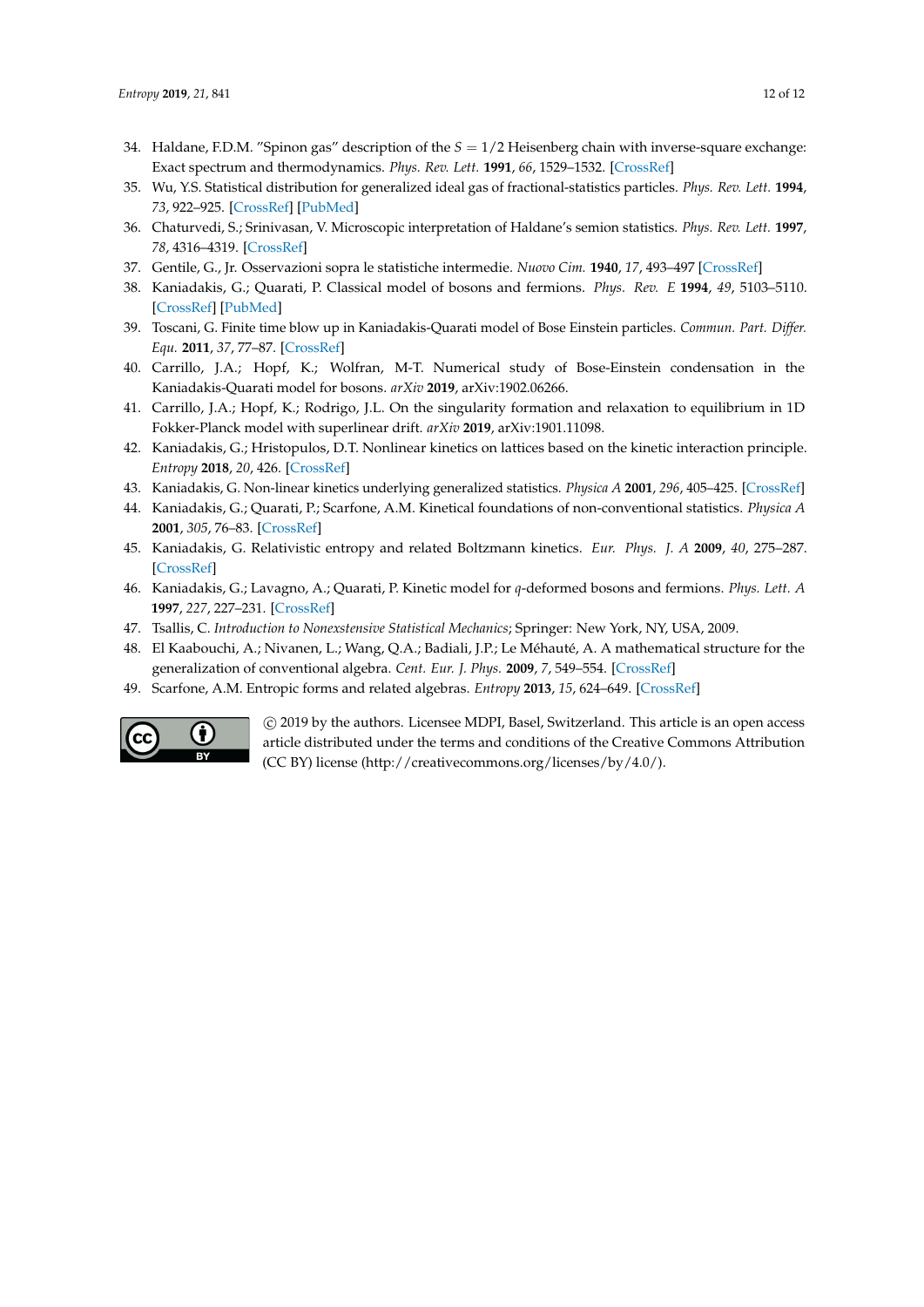34. Haldane, F.D.M. "Spinon gas" description of the $S = 1/2$ Heisenberg chain with inverse-square exchange: Exact spectrum and thermodynamics. *Phys. Rev. Lett.* **1991**, *66*, 1529–1532. [CrossRef]
35. Wu, Y.S. Statistical distribution for generalized ideal gas of fractional-statistics particles. *Phys. Rev. Lett.* **1994**, *73*, 922–925. [CrossRef] [PubMed]
36. Chaturvedi, S.; Srinivasan, V. Microscopic interpretation of Haldane's semion statistics. *Phys. Rev. Lett.* **1997**, *78*, 4316–4319. [CrossRef]
37. Gentile, G., Jr. Osservazioni sopra le statistiche intermedie. *Nuovo Cim.* **1940**, *17*, 493–497 [CrossRef]
38. Kaniadakis, G.; Quarati, P. Classical model of bosons and fermions. *Phys. Rev. E* **1994**, *49*, 5103–5110. [CrossRef] [PubMed]
39. Toscani, G. Finite time blow up in Kaniadakis-Quarati model of Bose Einstein particles. *Commun. Part. Differ. Equ.* **2011**, *37*, 77–87. [CrossRef]
40. Carrillo, J.A.; Hopf, K.; Wolfran, M-T. Numerical study of Bose-Einstein condensation in the Kaniadakis-Quarati model for bosons. *arXiv* **2019**, arXiv:1902.06266.
41. Carrillo, J.A.; Hopf, K.; Rodrigo, J.L. On the singularity formation and relaxation to equilibrium in 1D Fokker-Planck model with superlinear drift. *arXiv* **2019**, arXiv:1901.11098.
42. Kaniadakis, G.; Hristopulos, D.T. Nonlinear kinetics on lattices based on the kinetic interaction principle. *Entropy* **2018**, *20*, 426. [CrossRef]
43. Kaniadakis, G. Non-linear kinetics underlying generalized statistics. *Physica A* **2001**, *296*, 405–425. [CrossRef]
44. Kaniadakis, G.; Quarati, P.; Scarfone, A.M. Kinetical foundations of non-conventional statistics. *Physica A* **2001**, *305*, 76–83. [CrossRef]
45. Kaniadakis, G. Relativistic entropy and related Boltzmann kinetics. *Eur. Phys. J. A* **2009**, *40*, 275–287. [CrossRef]
46. Kaniadakis, G.; Lavagno, A.; Quarati, P. Kinetic model for $q$-deformed bosons and fermions. *Phys. Lett. A* **1997**, *227*, 227–231. [CrossRef]
47. Tsallis, C. *Introduction to Nonexstensive Statistical Mechanics*; Springer: New York, NY, USA, 2009.
48. El Kaabouchi, A.; Nivanen, L.; Wang, Q.A.; Badiali, J.P.; Le Méhauté, A. A mathematical structure for the generalization of conventional algebra. *Cent. Eur. J. Phys.* **2009**, *7*, 549–554. [CrossRef]
49. Scarfone, A.M. Entropic forms and related algebras. *Entropy* **2013**, *15*, 624–649. [CrossRef]

© 2019 by the authors. Licensee MDPI, Basel, Switzerland. This article is an open access article distributed under the terms and conditions of the Creative Commons Attribution (CC BY) license (http://creativecommons.org/licenses/by/4.0/).